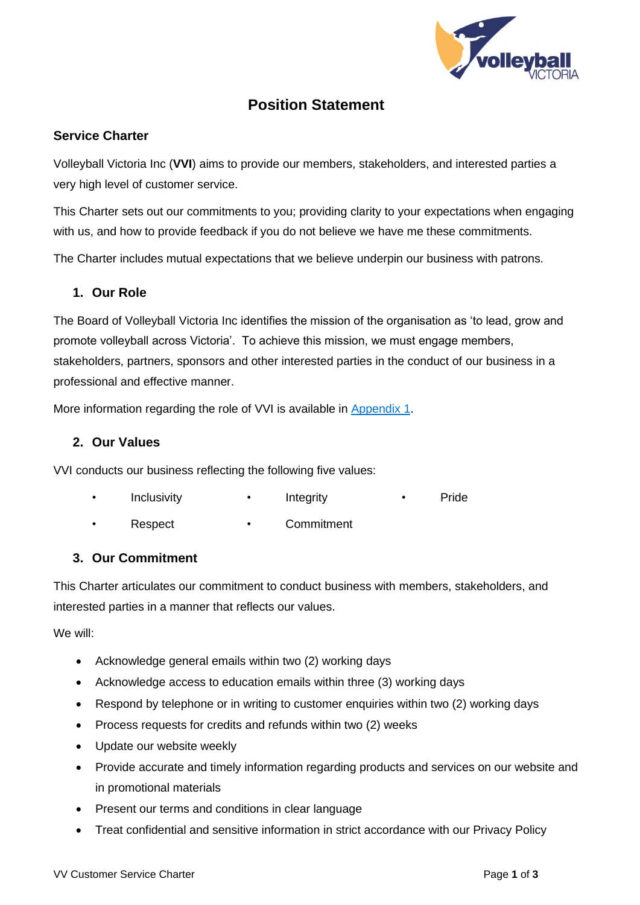# Position Statement

## Service Charter

Volleyball Victoria Inc (**VVI**) aims to provide our members, stakeholders, and interested parties a very high level of customer service.

This Charter sets out our commitments to you; providing clarity to your expectations when engaging with us, and how to provide feedback if you do not believe we have me these commitments.

The Charter includes mutual expectations that we believe underpin our business with patrons.

### 1. Our Role

The Board of Volleyball Victoria Inc identifies the mission of the organisation as 'to lead, grow and promote volleyball across Victoria'. To achieve this mission, we must engage members, stakeholders, partners, sponsors and other interested parties in the conduct of our business in a professional and effective manner.

More information regarding the role of VVI is available in Appendix 1.

### 2. Our Values

VVI conducts our business reflecting the following five values:

- Inclusivity
- Integrity
- Pride
- Respect
- Commitment

### 3. Our Commitment

This Charter articulates our commitment to conduct business with members, stakeholders, and interested parties in a manner that reflects our values.

We will:

- Acknowledge general emails within two (2) working days
- Acknowledge access to education emails within three (3) working days
- Respond by telephone or in writing to customer enquiries within two (2) working days
- Process requests for credits and refunds within two (2) weeks
- Update our website weekly
- Provide accurate and timely information regarding products and services on our website and in promotional materials
- Present our terms and conditions in clear language
- Treat confidential and sensitive information in strict accordance with our Privacy Policy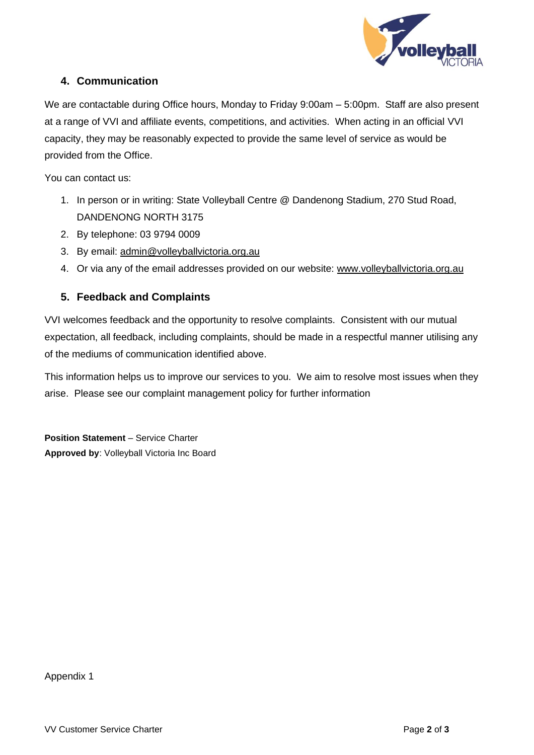## 4. Communication

We are contactable during Office hours, Monday to Friday 9:00am – 5:00pm. Staff are also present at a range of VVI and affiliate events, competitions, and activities. When acting in an official VVI capacity, they may be reasonably expected to provide the same level of service as would be provided from the Office.

You can contact us:

1. In person or in writing: State Volleyball Centre @ Dandenong Stadium, 270 Stud Road, DANDENONG NORTH 3175
2. By telephone: 03 9794 0009
3. By email: admin@volleyballvictoria.org.au
4. Or via any of the email addresses provided on our website: www.volleyballvictoria.org.au

## 5. Feedback and Complaints

VVI welcomes feedback and the opportunity to resolve complaints. Consistent with our mutual expectation, all feedback, including complaints, should be made in a respectful manner utilising any of the mediums of communication identified above.

This information helps us to improve our services to you. We aim to resolve most issues when they arise. Please see our complaint management policy for further information

**Position Statement** – Service Charter
**Approved by**: Volleyball Victoria Inc Board

Appendix 1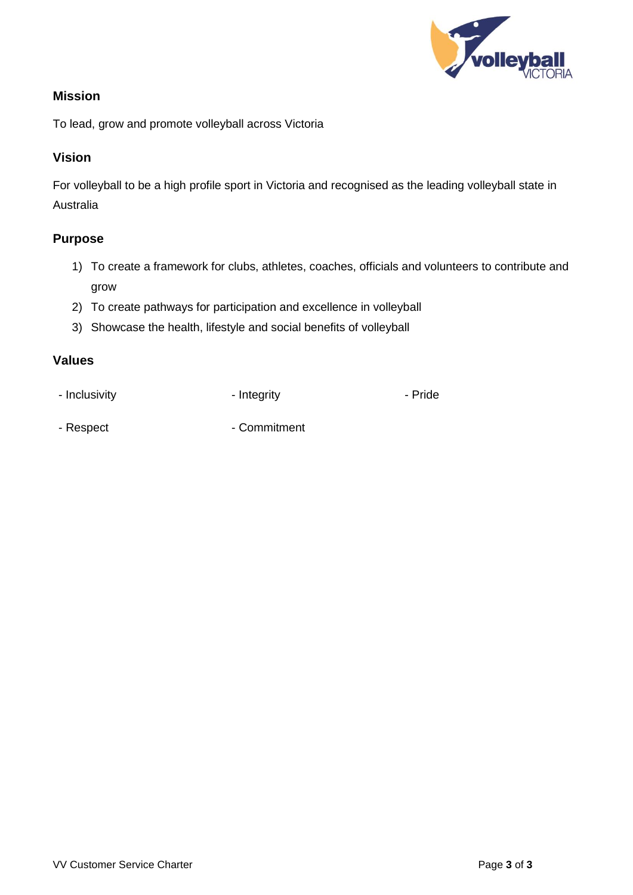## Mission

To lead, grow and promote volleyball across Victoria

## Vision

For volleyball to be a high profile sport in Victoria and recognised as the leading volleyball state in Australia

## Purpose

1) To create a framework for clubs, athletes, coaches, officials and volunteers to contribute and grow
2) To create pathways for participation and excellence in volleyball
3) Showcase the health, lifestyle and social benefits of volleyball

## Values

- Inclusivity
- Integrity
- Pride
- Respect
- Commitment